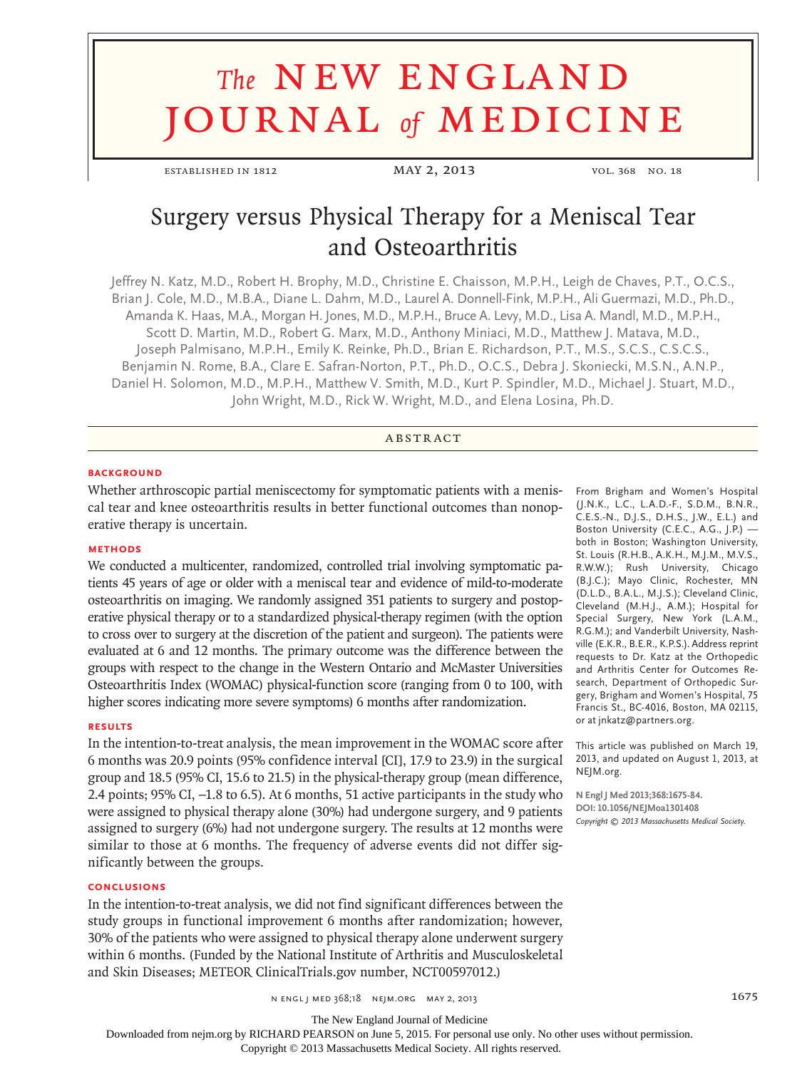# Surgery versus Physical Therapy for a Meniscal Tear and Osteoarthritis

Jeffrey N. Katz, M.D., Robert H. Brophy, M.D., Christine E. Chaisson, M.P.H., Leigh de Chaves, P.T., O.C.S., Brian J. Cole, M.D., M.B.A., Diane L. Dahm, M.D., Laurel A. Donnell-Fink, M.P.H., Ali Guermazi, M.D., Ph.D., Amanda K. Haas, M.A., Morgan H. Jones, M.D., M.P.H., Bruce A. Levy, M.D., Lisa A. Mandl, M.D., M.P.H., Scott D. Martin, M.D., Robert G. Marx, M.D., Anthony Miniaci, M.D., Matthew J. Matava, M.D., Joseph Palmisano, M.P.H., Emily K. Reinke, Ph.D., Brian E. Richardson, P.T., M.S., S.C.S., C.S.C.S., Benjamin N. Rome, B.A., Clare E. Safran-Norton, P.T., Ph.D., O.C.S., Debra J. Skoniecki, M.S.N., A.N.P., Daniel H. Solomon, M.D., M.P.H., Matthew V. Smith, M.D., Kurt P. Spindler, M.D., Michael J. Stuart, M.D., John Wright, M.D., Rick W. Wright, M.D., and Elena Losina, Ph.D.

## ABSTRACT

### BACKGROUND

Whether arthroscopic partial meniscectomy for symptomatic patients with a meniscal tear and knee osteoarthritis results in better functional outcomes than nonoperative therapy is uncertain.

### METHODS

We conducted a multicenter, randomized, controlled trial involving symptomatic patients 45 years of age or older with a meniscal tear and evidence of mild-to-moderate osteoarthritis on imaging. We randomly assigned 351 patients to surgery and postoperative physical therapy or to a standardized physical-therapy regimen (with the option to cross over to surgery at the discretion of the patient and surgeon). The patients were evaluated at 6 and 12 months. The primary outcome was the difference between the groups with respect to the change in the Western Ontario and McMaster Universities Osteoarthritis Index (WOMAC) physical-function score (ranging from 0 to 100, with higher scores indicating more severe symptoms) 6 months after randomization.

### RESULTS

In the intention-to-treat analysis, the mean improvement in the WOMAC score after 6 months was 20.9 points (95% confidence interval [CI], 17.9 to 23.9) in the surgical group and 18.5 (95% CI, 15.6 to 21.5) in the physical-therapy group (mean difference, 2.4 points; 95% CI, −1.8 to 6.5). At 6 months, 51 active participants in the study who were assigned to physical therapy alone (30%) had undergone surgery, and 9 patients assigned to surgery (6%) had not undergone surgery. The results at 12 months were similar to those at 6 months. The frequency of adverse events did not differ significantly between the groups.

### CONCLUSIONS

In the intention-to-treat analysis, we did not find significant differences between the study groups in functional improvement 6 months after randomization; however, 30% of the patients who were assigned to physical therapy alone underwent surgery within 6 months. (Funded by the National Institute of Arthritis and Musculoskeletal and Skin Diseases; METEOR ClinicalTrials.gov number, NCT00597012.)

From Brigham and Women's Hospital (J.N.K., L.C., L.A.D.-F., S.D.M., B.N.R., C.E.S.-N., D.J.S., D.H.S., J.W., E.L.) and Boston University (C.E.C., A.G., J.P.) — both in Boston; Washington University, St. Louis (R.H.B., A.K.H., M.J.M., M.V.S., R.W.W.); Rush University, Chicago (B.J.C.); Mayo Clinic, Rochester, MN (D.L.D., B.A.L., M.J.S.); Cleveland Clinic, Cleveland (M.H.J., A.M.); Hospital for Special Surgery, New York (L.A.M., R.G.M.); and Vanderbilt University, Nashville (E.K.R., B.E.R., K.P.S.). Address reprint requests to Dr. Katz at the Orthopedic and Arthritis Center for Outcomes Research, Department of Orthopedic Surgery, Brigham and Women's Hospital, 75 Francis St., BC-4016, Boston, MA 02115, or at jnkatz@partners.org.

This article was published on March 19, 2013, and updated on August 1, 2013, at NEJM.org.

**N Engl J Med 2013;368:1675-84.**
**DOI: 10.1056/NEJMoa1301408**
*Copyright © 2013 Massachusetts Medical Society.*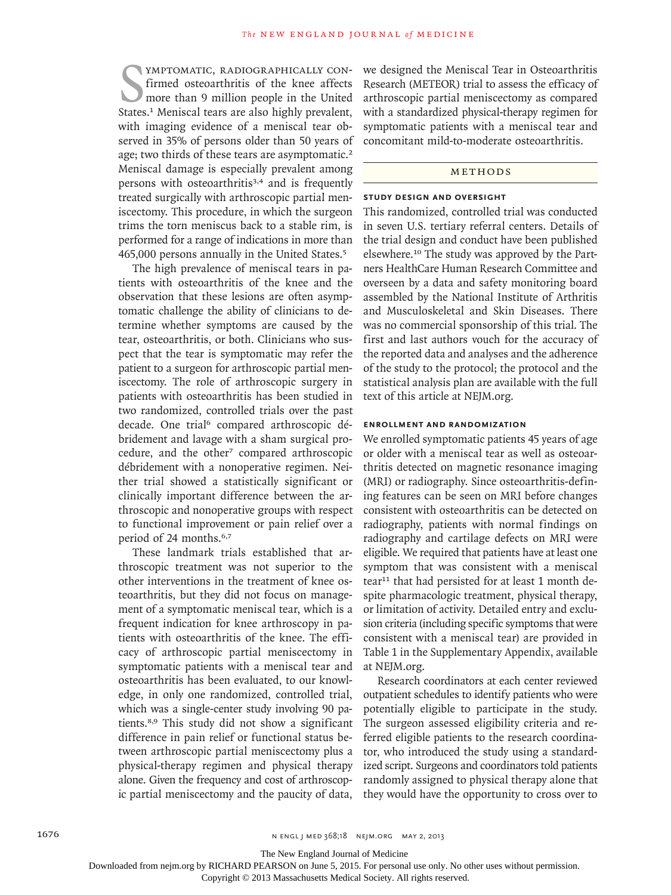Symptomatic, radiographically confirmed osteoarthritis of the knee affects more than 9 million people in the United States.[1] Meniscal tears are also highly prevalent, with imaging evidence of a meniscal tear observed in 35% of persons older than 50 years of age; two thirds of these tears are asymptomatic.[2] Meniscal damage is especially prevalent among persons with osteoarthritis[3,4] and is frequently treated surgically with arthroscopic partial meniscectomy. This procedure, in which the surgeon trims the torn meniscus back to a stable rim, is performed for a range of indications in more than 465,000 persons annually in the United States.[5]

The high prevalence of meniscal tears in patients with osteoarthritis of the knee and the observation that these lesions are often asymptomatic challenge the ability of clinicians to determine whether symptoms are caused by the tear, osteoarthritis, or both. Clinicians who suspect that the tear is symptomatic may refer the patient to a surgeon for arthroscopic partial meniscectomy. The role of arthroscopic surgery in patients with osteoarthritis has been studied in two randomized, controlled trials over the past decade. One trial[6] compared arthroscopic débridement and lavage with a sham surgical procedure, and the other[7] compared arthroscopic débridement with a nonoperative regimen. Neither trial showed a statistically significant or clinically important difference between the arthroscopic and nonoperative groups with respect to functional improvement or pain relief over a period of 24 months.[6,7]

These landmark trials established that arthroscopic treatment was not superior to the other interventions in the treatment of knee osteoarthritis, but they did not focus on management of a symptomatic meniscal tear, which is a frequent indication for knee arthroscopy in patients with osteoarthritis of the knee. The efficacy of arthroscopic partial meniscectomy in symptomatic patients with a meniscal tear and osteoarthritis has been evaluated, to our knowledge, in only one randomized, controlled trial, which was a single-center study involving 90 patients.[8,9] This study did not show a significant difference in pain relief or functional status between arthroscopic partial meniscectomy plus a physical-therapy regimen and physical therapy alone. Given the frequency and cost of arthroscopic partial meniscectomy and the paucity of data, we designed the Meniscal Tear in Osteoarthritis Research (METEOR) trial to assess the efficacy of arthroscopic partial meniscectomy as compared with a standardized physical-therapy regimen for symptomatic patients with a meniscal tear and concomitant mild-to-moderate osteoarthritis.

## METHODS

### STUDY DESIGN AND OVERSIGHT

This randomized, controlled trial was conducted in seven U.S. tertiary referral centers. Details of the trial design and conduct have been published elsewhere.[10] The study was approved by the Partners HealthCare Human Research Committee and overseen by a data and safety monitoring board assembled by the National Institute of Arthritis and Musculoskeletal and Skin Diseases. There was no commercial sponsorship of this trial. The first and last authors vouch for the accuracy of the reported data and analyses and the adherence of the study to the protocol; the protocol and the statistical analysis plan are available with the full text of this article at NEJM.org.

### ENROLLMENT AND RANDOMIZATION

We enrolled symptomatic patients 45 years of age or older with a meniscal tear as well as osteoarthritis detected on magnetic resonance imaging (MRI) or radiography. Since osteoarthritis-defining features can be seen on MRI before changes consistent with osteoarthritis can be detected on radiography, patients with normal findings on radiography and cartilage defects on MRI were eligible. We required that patients have at least one symptom that was consistent with a meniscal tear[11] that had persisted for at least 1 month despite pharmacologic treatment, physical therapy, or limitation of activity. Detailed entry and exclusion criteria (including specific symptoms that were consistent with a meniscal tear) are provided in Table 1 in the Supplementary Appendix, available at NEJM.org.

Research coordinators at each center reviewed outpatient schedules to identify patients who were potentially eligible to participate in the study. The surgeon assessed eligibility criteria and referred eligible patients to the research coordinator, who introduced the study using a standardized script. Surgeons and coordinators told patients randomly assigned to physical therapy alone that they would have the opportunity to cross over to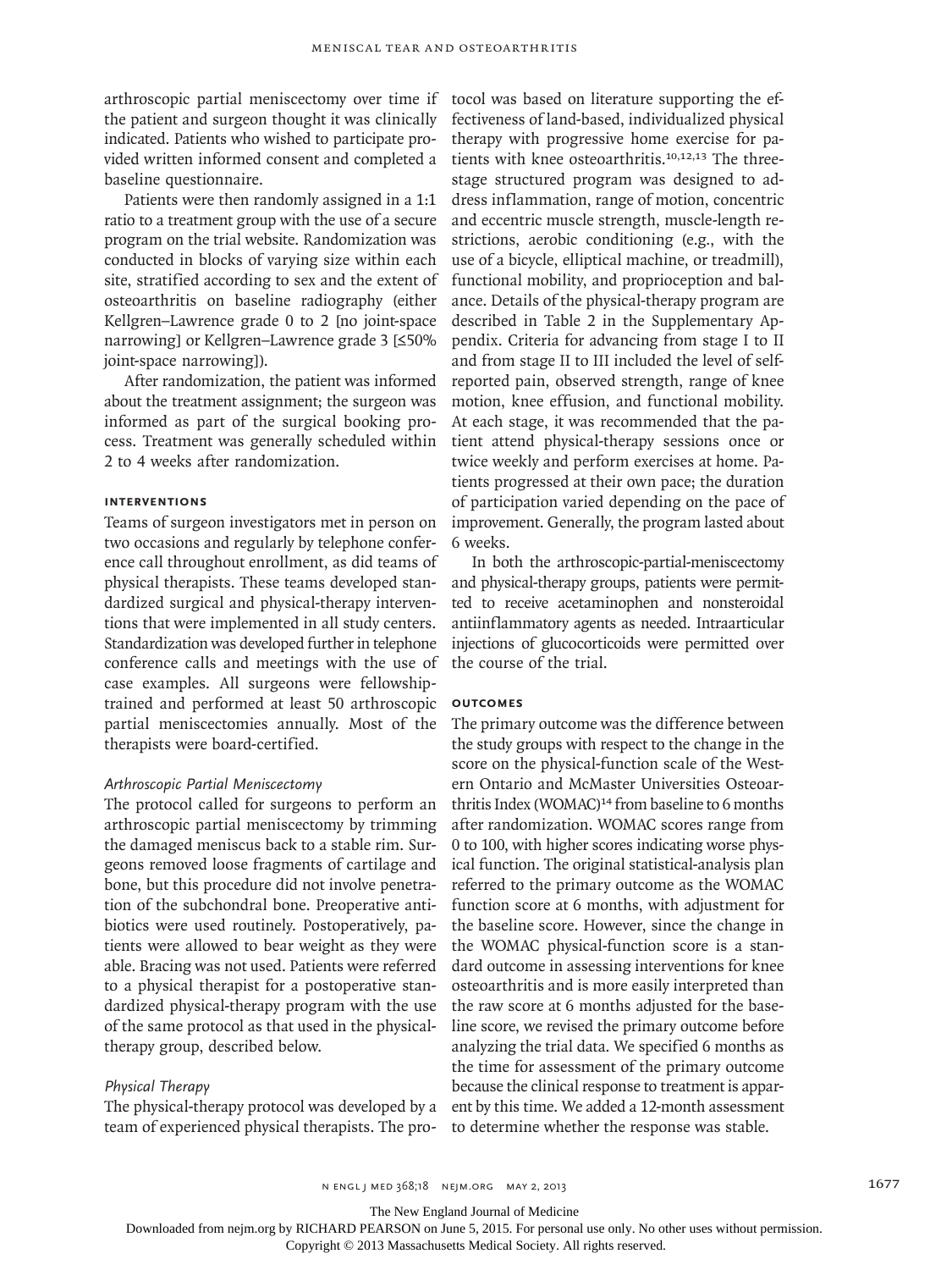arthroscopic partial meniscectomy over time if the patient and surgeon thought it was clinically indicated. Patients who wished to participate provided written informed consent and completed a baseline questionnaire.

Patients were then randomly assigned in a 1:1 ratio to a treatment group with the use of a secure program on the trial website. Randomization was conducted in blocks of varying size within each site, stratified according to sex and the extent of osteoarthritis on baseline radiography (either Kellgren–Lawrence grade 0 to 2 [no joint-space narrowing] or Kellgren–Lawrence grade 3 [≤50% joint-space narrowing]).

After randomization, the patient was informed about the treatment assignment; the surgeon was informed as part of the surgical booking process. Treatment was generally scheduled within 2 to 4 weeks after randomization.

### INTERVENTIONS

Teams of surgeon investigators met in person on two occasions and regularly by telephone conference call throughout enrollment, as did teams of physical therapists. These teams developed standardized surgical and physical-therapy interventions that were implemented in all study centers. Standardization was developed further in telephone conference calls and meetings with the use of case examples. All surgeons were fellowship-trained and performed at least 50 arthroscopic partial meniscectomies annually. Most of the therapists were board-certified.

#### *Arthroscopic Partial Meniscectomy*

The protocol called for surgeons to perform an arthroscopic partial meniscectomy by trimming the damaged meniscus back to a stable rim. Surgeons removed loose fragments of cartilage and bone, but this procedure did not involve penetration of the subchondral bone. Preoperative antibiotics were used routinely. Postoperatively, patients were allowed to bear weight as they were able. Bracing was not used. Patients were referred to a physical therapist for a postoperative standardized physical-therapy program with the use of the same protocol as that used in the physical-therapy group, described below.

#### *Physical Therapy*

The physical-therapy protocol was developed by a team of experienced physical therapists. The protocol was based on literature supporting the effectiveness of land-based, individualized physical therapy with progressive home exercise for patients with knee osteoarthritis.[10,12,13] The three-stage structured program was designed to address inflammation, range of motion, concentric and eccentric muscle strength, muscle-length restrictions, aerobic conditioning (e.g., with the use of a bicycle, elliptical machine, or treadmill), functional mobility, and proprioception and balance. Details of the physical-therapy program are described in Table 2 in the Supplementary Appendix. Criteria for advancing from stage I to II and from stage II to III included the level of self-reported pain, observed strength, range of knee motion, knee effusion, and functional mobility. At each stage, it was recommended that the patient attend physical-therapy sessions once or twice weekly and perform exercises at home. Patients progressed at their own pace; the duration of participation varied depending on the pace of improvement. Generally, the program lasted about 6 weeks.

In both the arthroscopic-partial-meniscectomy and physical-therapy groups, patients were permitted to receive acetaminophen and nonsteroidal antiinflammatory agents as needed. Intraarticular injections of glucocorticoids were permitted over the course of the trial.

### OUTCOMES

The primary outcome was the difference between the study groups with respect to the change in the score on the physical-function scale of the Western Ontario and McMaster Universities Osteoarthritis Index (WOMAC)[14] from baseline to 6 months after randomization. WOMAC scores range from 0 to 100, with higher scores indicating worse physical function. The original statistical-analysis plan referred to the primary outcome as the WOMAC function score at 6 months, with adjustment for the baseline score. However, since the change in the WOMAC physical-function score is a standard outcome in assessing interventions for knee osteoarthritis and is more easily interpreted than the raw score at 6 months adjusted for the baseline score, we revised the primary outcome before analyzing the trial data. We specified 6 months as the time for assessment of the primary outcome because the clinical response to treatment is apparent by this time. We added a 12-month assessment to determine whether the response was stable.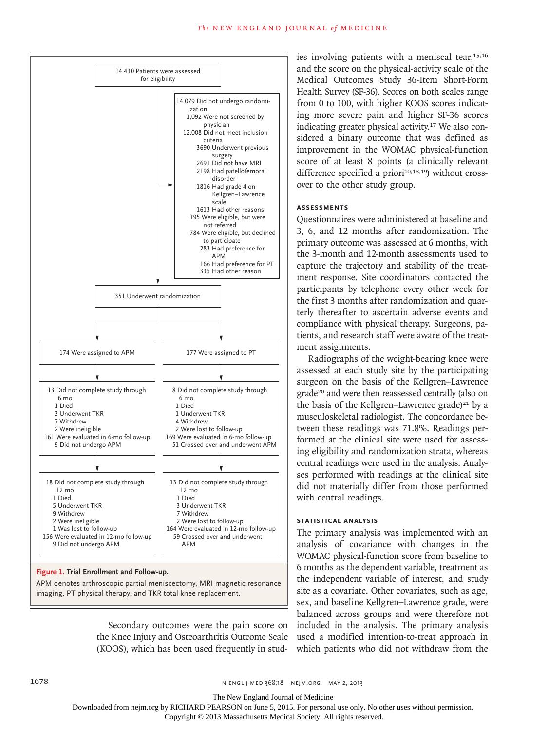14,430 Patients were assessed for eligibility

14,079 Did not undergo randomization
- 1,092 Were not screened by physician
- 12,008 Did not meet inclusion criteria
  - 3690 Underwent previous surgery
  - 2691 Did not have MRI
  - 2198 Had patellofemoral disorder
  - 1816 Had grade 4 on Kellgren–Lawrence scale
  - 1613 Had other reasons
- 195 Were eligible, but were not referred
- 784 Were eligible, but declined to participate
  - 283 Had preference for APM
  - 166 Had preference for PT
  - 335 Had other reason

351 Underwent randomization

174 Were assigned to APM

13 Did not complete study through 6 mo
- 1 Died
- 3 Underwent TKR
- 7 Withdrew
- 2 Were ineligible

161 Were evaluated in 6-mo follow-up
9 Did not undergo APM

18 Did not complete study through 12 mo
- 1 Died
- 5 Underwent TKR
- 9 Withdrew
- 2 Were ineligible
- 1 Was lost to follow-up

156 Were evaluated in 12-mo follow-up
9 Did not undergo APM

177 Were assigned to PT

8 Did not complete study through 6 mo
- 1 Died
- 1 Underwent TKR
- 4 Withdrew
- 2 Were lost to follow-up

169 Were evaluated in 6-mo follow-up
51 Crossed over and underwent APM

13 Did not complete study through 12 mo
- 1 Died
- 3 Underwent TKR
- 7 Withdrew
- 2 Were lost to follow-up

164 Were evaluated in 12-mo follow-up
59 Crossed over and underwent APM

**Figure 1. Trial Enrollment and Follow-up.**

APM denotes arthroscopic partial meniscectomy, MRI magnetic resonance imaging, PT physical therapy, and TKR total knee replacement.

Secondary outcomes were the pain score on the Knee Injury and Osteoarthritis Outcome Scale (KOOS), which has been used frequently in studies involving patients with a meniscal tear,[15,16] and the score on the physical-activity scale of the Medical Outcomes Study 36-Item Short-Form Health Survey (SF-36). Scores on both scales range from 0 to 100, with higher KOOS scores indicating more severe pain and higher SF-36 scores indicating greater physical activity.[17] We also considered a binary outcome that was defined as improvement in the WOMAC physical-function score of at least 8 points (a clinically relevant difference specified a priori[10,18,19]) without crossover to the other study group.

## Assessments

Questionnaires were administered at baseline and 3, 6, and 12 months after randomization. The primary outcome was assessed at 6 months, with the 3-month and 12-month assessments used to capture the trajectory and stability of the treatment response. Site coordinators contacted the participants by telephone every other week for the first 3 months after randomization and quarterly thereafter to ascertain adverse events and compliance with physical therapy. Surgeons, patients, and research staff were aware of the treatment assignments.

Radiographs of the weight-bearing knee were assessed at each study site by the participating surgeon on the basis of the Kellgren–Lawrence grade[20] and were then reassessed centrally (also on the basis of the Kellgren–Lawrence grade)[21] by a musculoskeletal radiologist. The concordance between these readings was 71.8%. Readings performed at the clinical site were used for assessing eligibility and randomization strata, whereas central readings were used in the analysis. Analyses performed with readings at the clinical site did not materially differ from those performed with central readings.

## Statistical Analysis

The primary analysis was implemented with an analysis of covariance with changes in the WOMAC physical-function score from baseline to 6 months as the dependent variable, treatment as the independent variable of interest, and study site as a covariate. Other covariates, such as age, sex, and baseline Kellgren–Lawrence grade, were balanced across groups and were therefore not included in the analysis. The primary analysis used a modified intention-to-treat approach in which patients who did not withdraw from the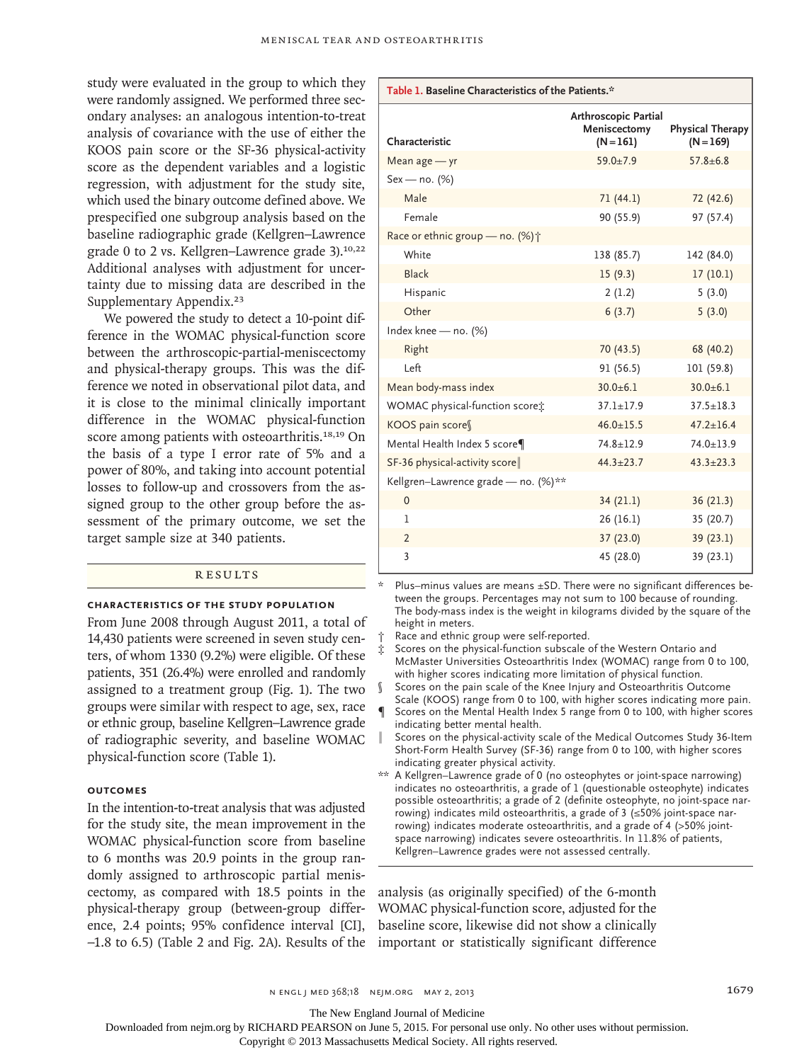study were evaluated in the group to which they were randomly assigned. We performed three secondary analyses: an analogous intention-to-treat analysis of covariance with the use of either the KOOS pain score or the SF-36 physical-activity score as the dependent variables and a logistic regression, with adjustment for the study site, which used the binary outcome defined above. We prespecified one subgroup analysis based on the baseline radiographic grade (Kellgren–Lawrence grade 0 to 2 vs. Kellgren–Lawrence grade 3).[10,22] Additional analyses with adjustment for uncertainty due to missing data are described in the Supplementary Appendix.[23]

We powered the study to detect a 10-point difference in the WOMAC physical-function score between the arthroscopic-partial-meniscectomy and physical-therapy groups. This was the difference we noted in observational pilot data, and it is close to the minimal clinically important difference in the WOMAC physical-function score among patients with osteoarthritis.[18,19] On the basis of a type I error rate of 5% and a power of 80%, and taking into account potential losses to follow-up and crossovers from the assigned group to the other group before the assessment of the primary outcome, we set the target sample size at 340 patients.

## Results

### Characteristics of the Study Population

From June 2008 through August 2011, a total of 14,430 patients were screened in seven study centers, of whom 1330 (9.2%) were eligible. Of these patients, 351 (26.4%) were enrolled and randomly assigned to a treatment group (Fig. 1). The two groups were similar with respect to age, sex, race or ethnic group, baseline Kellgren–Lawrence grade of radiographic severity, and baseline WOMAC physical-function score (Table 1).

**Table 1. Baseline Characteristics of the Patients.***

| Characteristic | Arthroscopic Partial Meniscectomy (N=161) | Physical Therapy (N=169) |
|---|---|---|
| Mean age — yr | 59.0±7.9 | 57.8±6.8 |
| Sex — no. (%) | | |
| Male | 71 (44.1) | 72 (42.6) |
| Female | 90 (55.9) | 97 (57.4) |
| Race or ethnic group — no. (%)† | | |
| White | 138 (85.7) | 142 (84.0) |
| Black | 15 (9.3) | 17 (10.1) |
| Hispanic | 2 (1.2) | 5 (3.0) |
| Other | 6 (3.7) | 5 (3.0) |
| Index knee — no. (%) | | |
| Right | 70 (43.5) | 68 (40.2) |
| Left | 91 (56.5) | 101 (59.8) |
| Mean body-mass index | 30.0±6.1 | 30.0±6.1 |
| WOMAC physical-function score‡ | 37.1±17.9 | 37.5±18.3 |
| KOOS pain score§ | 46.0±15.5 | 47.2±16.4 |
| Mental Health Index 5 score¶ | 74.8±12.9 | 74.0±13.9 |
| SF-36 physical-activity score‖ | 44.3±23.7 | 43.3±23.3 |
| Kellgren–Lawrence grade — no. (%)** | | |
| 0 | 34 (21.1) | 36 (21.3) |
| 1 | 26 (16.1) | 35 (20.7) |
| 2 | 37 (23.0) | 39 (23.1) |
| 3 | 45 (28.0) | 39 (23.1) |

\* Plus–minus values are means ±SD. There were no significant differences between the groups. Percentages may not sum to 100 because of rounding. The body-mass index is the weight in kilograms divided by the square of the height in meters.

† Race and ethnic group were self-reported.

‡ Scores on the physical-function subscale of the Western Ontario and McMaster Universities Osteoarthritis Index (WOMAC) range from 0 to 100, with higher scores indicating more limitation of physical function.

§ Scores on the pain scale of the Knee Injury and Osteoarthritis Outcome Scale (KOOS) range from 0 to 100, with higher scores indicating more pain.

¶ Scores on the Mental Health Index 5 range from 0 to 100, with higher scores indicating better mental health.

‖ Scores on the physical-activity scale of the Medical Outcomes Study 36-Item Short-Form Health Survey (SF-36) range from 0 to 100, with higher scores indicating greater physical activity.

** A Kellgren–Lawrence grade of 0 (no osteophytes or joint-space narrowing) indicates no osteoarthritis, a grade of 1 (questionable osteophyte) indicates possible osteoarthritis; a grade of 2 (definite osteophyte, no joint-space narrowing) indicates mild osteoarthritis, a grade of 3 (≤50% joint-space narrowing) indicates moderate osteoarthritis, and a grade of 4 (>50% joint-space narrowing) indicates severe osteoarthritis. In 11.8% of patients, Kellgren–Lawrence grades were not assessed centrally.

### Outcomes

In the intention-to-treat analysis that was adjusted for the study site, the mean improvement in the WOMAC physical-function score from baseline to 6 months was 20.9 points in the group randomly assigned to arthroscopic partial meniscectomy, as compared with 18.5 points in the physical-therapy group (between-group difference, 2.4 points; 95% confidence interval [CI], –1.8 to 6.5) (Table 2 and Fig. 2A). Results of the analysis (as originally specified) of the 6-month WOMAC physical-function score, adjusted for the baseline score, likewise did not show a clinically important or statistically significant difference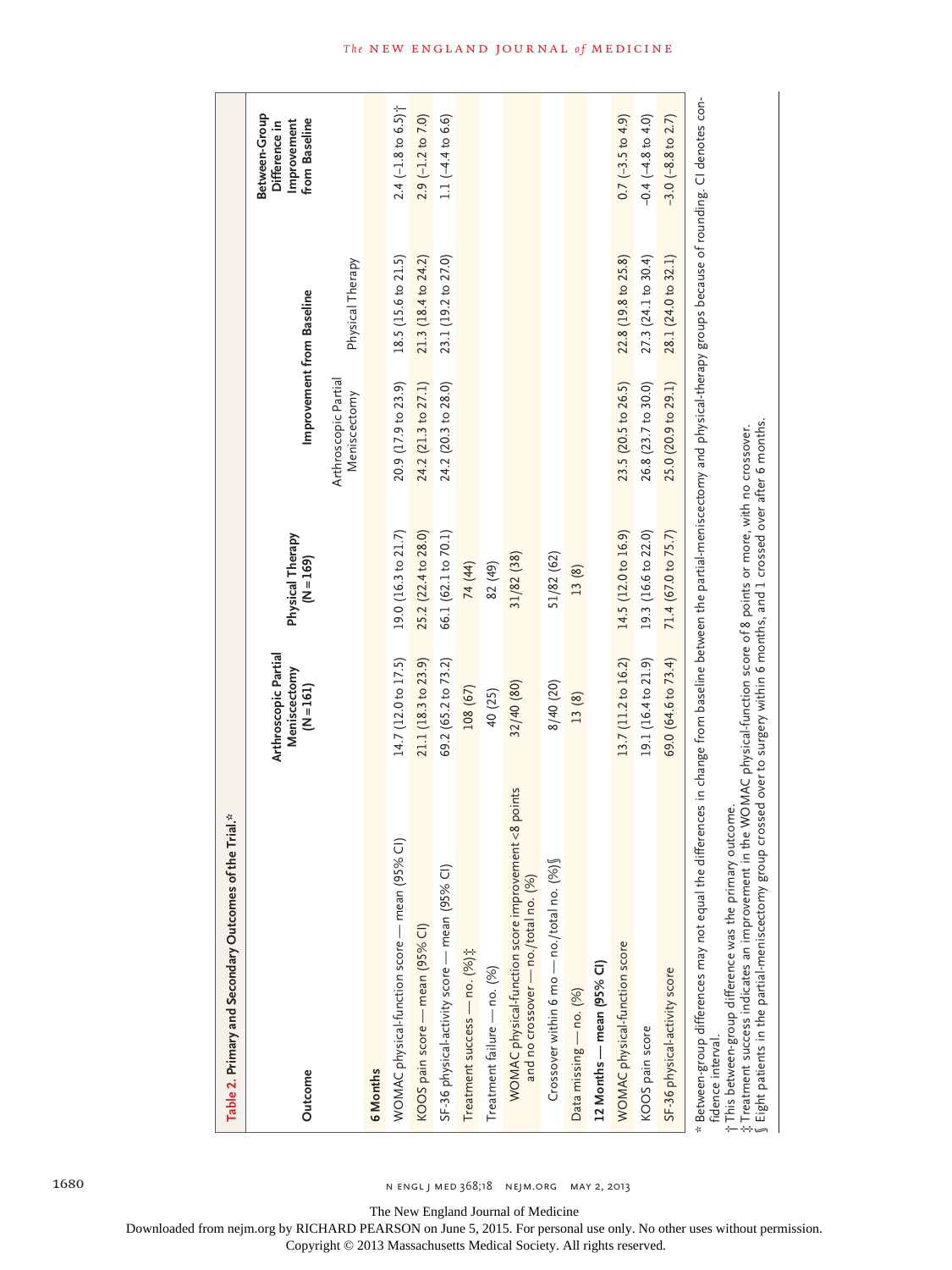**Table 2.** Primary and Secondary Outcomes of the Trial.*

| Outcome | Arthroscopic Partial Meniscectomy (N=161) | Physical Therapy (N=169) | Improvement from Baseline | | Between-Group Difference in Improvement from Baseline |
|---|---|---|---|---|---|
| | | | Arthroscopic Partial Meniscectomy | Physical Therapy | |
| **6 Months** | | | | | |
| WOMAC physical-function score — mean (95% CI) | 14.7 (12.0 to 17.5) | 19.0 (16.3 to 21.7) | 20.9 (17.9 to 23.9) | 18.5 (15.6 to 21.5) | 2.4 (−1.8 to 6.5)† |
| KOOS pain score — mean (95% CI) | 21.1 (18.3 to 23.9) | 25.2 (22.4 to 28.0) | 24.2 (21.3 to 27.1) | 21.3 (18.4 to 24.2) | 2.9 (−1.2 to 7.0) |
| SF-36 physical-activity score — mean (95% CI) | 69.2 (65.2 to 73.2) | 66.1 (62.1 to 70.1) | 24.2 (20.3 to 28.0) | 23.1 (19.2 to 27.0) | 1.1 (−4.4 to 6.6) |
| Treatment success — no. (%)‡ | 108 (67) | 74 (44) | | | |
| Treatment failure — no. (%) | 40 (25) | 82 (49) | | | |
| WOMAC physical-function score improvement <8 points and no crossover — no./total no. (%) | 32/40 (80) | 31/82 (38) | | | |
| Crossover within 6 mo — no./total no. (%)§ | 8/40 (20) | 51/82 (62) | | | |
| Data missing — no. (%) | 13 (8) | 13 (8) | | | |
| **12 Months — mean (95% CI)** | | | | | |
| WOMAC physical-function score | 13.7 (11.2 to 16.2) | 14.5 (12.0 to 16.9) | 23.5 (20.5 to 26.5) | 22.8 (19.8 to 25.8) | 0.7 (−3.5 to 4.9) |
| KOOS pain score | 19.1 (16.4 to 21.9) | 19.3 (16.6 to 22.0) | 26.8 (23.7 to 30.0) | 27.3 (24.1 to 30.4) | −0.4 (−4.8 to 4.0) |
| SF-36 physical-activity score | 69.0 (64.6 to 73.4) | 71.4 (67.0 to 75.7) | 25.0 (20.9 to 29.1) | 28.1 (24.0 to 32.1) | −3.0 (−8.8 to 2.7) |

\* Between-group differences may not equal the differences in change from baseline between the partial-meniscectomy and physical-therapy groups because of rounding. CI denotes confidence interval.

† This between-group difference was the primary outcome.

‡ Treatment success indicates an improvement in the WOMAC physical-function score of 8 points or more, with no crossover.

§ Eight patients in the partial-meniscectomy group crossed over to surgery within 6 months, and 1 crossed over after 6 months.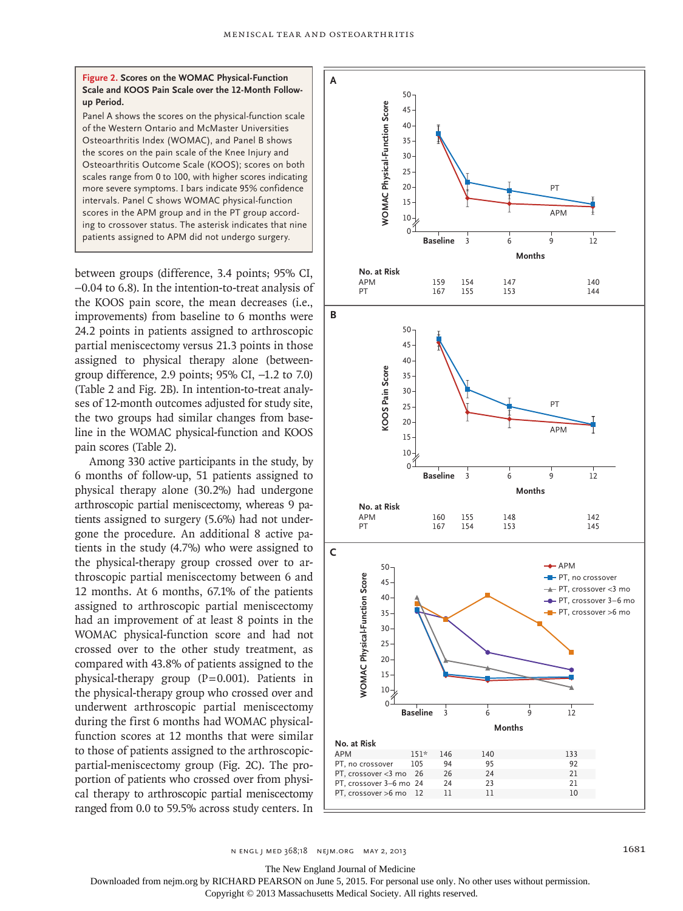**Figure 2. Scores on the WOMAC Physical-Function Scale and KOOS Pain Scale over the 12-Month Follow-up Period.**

Panel A shows the scores on the physical-function scale of the Western Ontario and McMaster Universities Osteoarthritis Index (WOMAC), and Panel B shows the scores on the pain scale of the Knee Injury and Osteoarthritis Outcome Scale (KOOS); scores on both scales range from 0 to 100, with higher scores indicating more severe symptoms. I bars indicate 95% confidence intervals. Panel C shows WOMAC physical-function scores in the APM group and in the PT group according to crossover status. The asterisk indicates that nine patients assigned to APM did not undergo surgery.

**A** — No. at Risk

| | Baseline | 3 | 6 | 12 |
|---|---|---|---|---|
| APM | 159 | 154 | 147 | 140 |
| PT | 167 | 155 | 153 | 144 |

**B** — No. at Risk

| | Baseline | 3 | 6 | 12 |
|---|---|---|---|---|
| APM | 160 | 155 | 148 | 142 |
| PT | 167 | 154 | 153 | 145 |

**C** — No. at Risk

| | Baseline | 3 | 6 | 12 |
|---|---|---|---|---|
| APM | 151* | 146 | 140 | 133 |
| PT, no crossover | 105 | 94 | 95 | 92 |
| PT, crossover <3 mo | 26 | 26 | 24 | 21 |
| PT, crossover 3–6 mo | 24 | 24 | 23 | 21 |
| PT, crossover >6 mo | 12 | 11 | 11 | 10 |

between groups (difference, 3.4 points; 95% CI, −0.04 to 6.8). In the intention-to-treat analysis of the KOOS pain score, the mean decreases (i.e., improvements) from baseline to 6 months were 24.2 points in patients assigned to arthroscopic partial meniscectomy versus 21.3 points in those assigned to physical therapy alone (between-group difference, 2.9 points; 95% CI, −1.2 to 7.0) (Table 2 and Fig. 2B). In intention-to-treat analyses of 12-month outcomes adjusted for study site, the two groups had similar changes from baseline in the WOMAC physical-function and KOOS pain scores (Table 2).

Among 330 active participants in the study, by 6 months of follow-up, 51 patients assigned to physical therapy alone (30.2%) had undergone arthroscopic partial meniscectomy, whereas 9 patients assigned to surgery (5.6%) had not undergone the procedure. An additional 8 active patients in the study (4.7%) who were assigned to the physical-therapy group crossed over to arthroscopic partial meniscectomy between 6 and 12 months. At 6 months, 67.1% of the patients assigned to arthroscopic partial meniscectomy had an improvement of at least 8 points in the WOMAC physical-function score and had not crossed over to the other study treatment, as compared with 43.8% of patients assigned to the physical-therapy group (P=0.001). Patients in the physical-therapy group who crossed over and underwent arthroscopic partial meniscectomy during the first 6 months had WOMAC physical-function scores at 12 months that were similar to those of patients assigned to the arthroscopic-partial-meniscectomy group (Fig. 2C). The proportion of patients who crossed over from physical therapy to arthroscopic partial meniscectomy ranged from 0.0 to 59.5% across study centers. In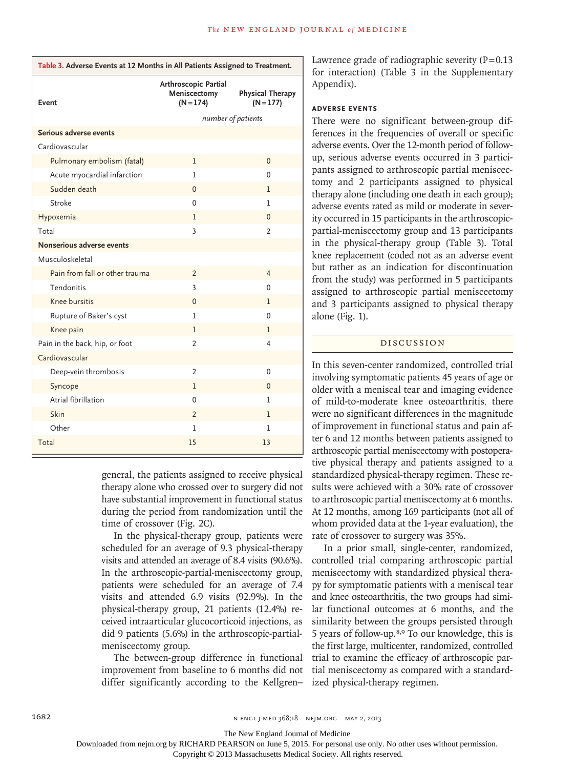**Table 3. Adverse Events at 12 Months in All Patients Assigned to Treatment.**

| Event | Arthroscopic Partial Meniscectomy (N=174) | Physical Therapy (N=177) |
|---|---|---|
| | *number of patients* | |
| **Serious adverse events** | | |
| Cardiovascular | | |
| Pulmonary embolism (fatal) | 1 | 0 |
| Acute myocardial infarction | 1 | 0 |
| Sudden death | 0 | 1 |
| Stroke | 0 | 1 |
| Hypoxemia | 1 | 0 |
| Total | 3 | 2 |
| **Nonserious adverse events** | | |
| Musculoskeletal | | |
| Pain from fall or other trauma | 2 | 4 |
| Tendonitis | 3 | 0 |
| Knee bursitis | 0 | 1 |
| Rupture of Baker's cyst | 1 | 0 |
| Knee pain | 1 | 1 |
| Pain in the back, hip, or foot | 2 | 4 |
| Cardiovascular | | |
| Deep-vein thrombosis | 2 | 0 |
| Syncope | 1 | 0 |
| Atrial fibrillation | 0 | 1 |
| Skin | 2 | 1 |
| Other | 1 | 1 |
| Total | 15 | 13 |

general, the patients assigned to receive physical therapy alone who crossed over to surgery did not have substantial improvement in functional status during the period from randomization until the time of crossover (Fig. 2C).

In the physical-therapy group, patients were scheduled for an average of 9.3 physical-therapy visits and attended an average of 8.4 visits (90.6%). In the arthroscopic-partial-meniscectomy group, patients were scheduled for an average of 7.4 visits and attended 6.9 visits (92.9%). In the physical-therapy group, 21 patients (12.4%) received intraarticular glucocorticoid injections, as did 9 patients (5.6%) in the arthroscopic-partial-meniscectomy group.

The between-group difference in functional improvement from baseline to 6 months did not differ significantly according to the Kellgren–Lawrence grade of radiographic severity (P=0.13 for interaction) (Table 3 in the Supplementary Appendix).

### ADVERSE EVENTS

There were no significant between-group differences in the frequencies of overall or specific adverse events. Over the 12-month period of follow-up, serious adverse events occurred in 3 participants assigned to arthroscopic partial meniscectomy and 2 participants assigned to physical therapy alone (including one death in each group); adverse events rated as mild or moderate in severity occurred in 15 participants in the arthroscopic-partial-meniscectomy group and 13 participants in the physical-therapy group (Table 3). Total knee replacement (coded not as an adverse event but rather as an indication for discontinuation from the study) was performed in 5 participants assigned to arthroscopic partial meniscectomy and 3 participants assigned to physical therapy alone (Fig. 1).

## DISCUSSION

In this seven-center randomized, controlled trial involving symptomatic patients 45 years of age or older with a meniscal tear and imaging evidence of mild-to-moderate knee osteoarthritis, there were no significant differences in the magnitude of improvement in functional status and pain after 6 and 12 months between patients assigned to arthroscopic partial meniscectomy with postoperative physical therapy and patients assigned to a standardized physical-therapy regimen. These results were achieved with a 30% rate of crossover to arthroscopic partial meniscectomy at 6 months. At 12 months, among 169 participants (not all of whom provided data at the 1-year evaluation), the rate of crossover to surgery was 35%.

In a prior small, single-center, randomized, controlled trial comparing arthroscopic partial meniscectomy with standardized physical therapy for symptomatic patients with a meniscal tear and knee osteoarthritis, the two groups had similar functional outcomes at 6 months, and the similarity between the groups persisted through 5 years of follow-up.[8,9] To our knowledge, this is the first large, multicenter, randomized, controlled trial to examine the efficacy of arthroscopic partial meniscectomy as compared with a standardized physical-therapy regimen.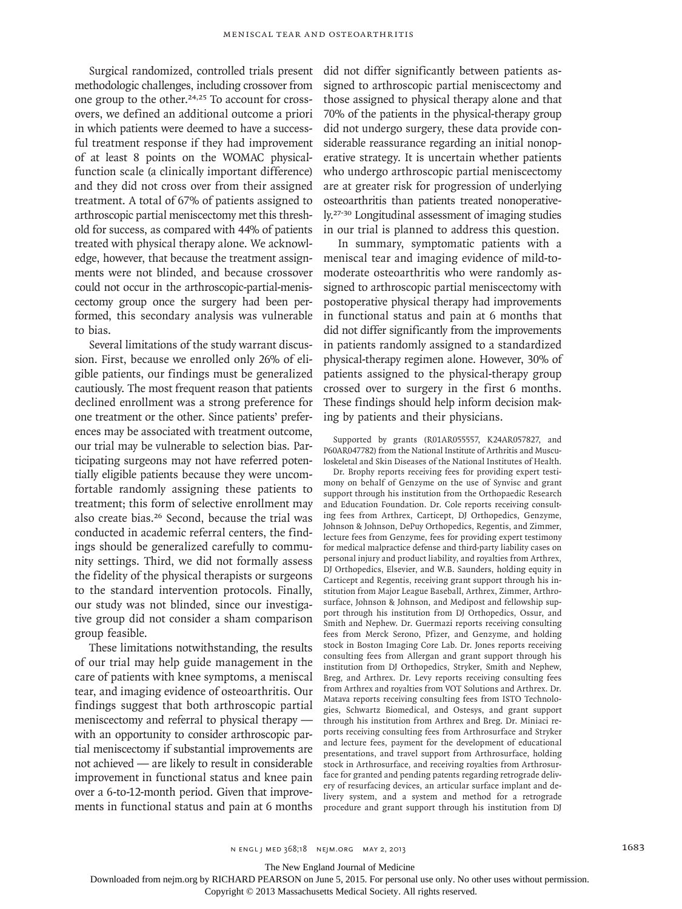Surgical randomized, controlled trials present methodologic challenges, including crossover from one group to the other.[24,25] To account for crossovers, we defined an additional outcome a priori in which patients were deemed to have a successful treatment response if they had improvement of at least 8 points on the WOMAC physical-function scale (a clinically important difference) and they did not cross over from their assigned treatment. A total of 67% of patients assigned to arthroscopic partial meniscectomy met this threshold for success, as compared with 44% of patients treated with physical therapy alone. We acknowledge, however, that because the treatment assignments were not blinded, and because crossover could not occur in the arthroscopic-partial-meniscectomy group once the surgery had been performed, this secondary analysis was vulnerable to bias.

Several limitations of the study warrant discussion. First, because we enrolled only 26% of eligible patients, our findings must be generalized cautiously. The most frequent reason that patients declined enrollment was a strong preference for one treatment or the other. Since patients' preferences may be associated with treatment outcome, our trial may be vulnerable to selection bias. Participating surgeons may not have referred potentially eligible patients because they were uncomfortable randomly assigning these patients to treatment; this form of selective enrollment may also create bias.[26] Second, because the trial was conducted in academic referral centers, the findings should be generalized carefully to community settings. Third, we did not formally assess the fidelity of the physical therapists or surgeons to the standard intervention protocols. Finally, our study was not blinded, since our investigative group did not consider a sham comparison group feasible.

These limitations notwithstanding, the results of our trial may help guide management in the care of patients with knee symptoms, a meniscal tear, and imaging evidence of osteoarthritis. Our findings suggest that both arthroscopic partial meniscectomy and referral to physical therapy — with an opportunity to consider arthroscopic partial meniscectomy if substantial improvements are not achieved — are likely to result in considerable improvement in functional status and knee pain over a 6-to-12-month period. Given that improvements in functional status and pain at 6 months did not differ significantly between patients assigned to arthroscopic partial meniscectomy and those assigned to physical therapy alone and that 70% of the patients in the physical-therapy group did not undergo surgery, these data provide considerable reassurance regarding an initial nonoperative strategy. It is uncertain whether patients who undergo arthroscopic partial meniscectomy are at greater risk for progression of underlying osteoarthritis than patients treated nonoperatively.[27-30] Longitudinal assessment of imaging studies in our trial is planned to address this question.

In summary, symptomatic patients with a meniscal tear and imaging evidence of mild-to-moderate osteoarthritis who were randomly assigned to arthroscopic partial meniscectomy with postoperative physical therapy had improvements in functional status and pain at 6 months that did not differ significantly from the improvements in patients randomly assigned to a standardized physical-therapy regimen alone. However, 30% of patients assigned to the physical-therapy group crossed over to surgery in the first 6 months. These findings should help inform decision making by patients and their physicians.

Supported by grants (R01AR055557, K24AR057827, and P60AR047782) from the National Institute of Arthritis and Musculoskeletal and Skin Diseases of the National Institutes of Health.

Dr. Brophy reports receiving fees for providing expert testimony on behalf of Genzyme on the use of Synvisc and grant support through his institution from the Orthopaedic Research and Education Foundation. Dr. Cole reports receiving consulting fees from Arthrex, Carticept, DJ Orthopedics, Genzyme, Johnson & Johnson, DePuy Orthopedics, Regentis, and Zimmer, lecture fees from Genzyme, fees for providing expert testimony for medical malpractice defense and third-party liability cases on personal injury and product liability, and royalties from Arthrex, DJ Orthopedics, Elsevier, and W.B. Saunders, holding equity in Carticept and Regentis, receiving grant support through his institution from Major League Baseball, Arthrex, Zimmer, Arthrosurface, Johnson & Johnson, and Medipost and fellowship support through his institution from DJ Orthopedics, Ossur, and Smith and Nephew. Dr. Guermazi reports receiving consulting fees from Merck Serono, Pfizer, and Genzyme, and holding stock in Boston Imaging Core Lab. Dr. Jones reports receiving consulting fees from Allergan and grant support through his institution from DJ Orthopedics, Stryker, Smith and Nephew, Breg, and Arthrex. Dr. Levy reports receiving consulting fees from Arthrex and royalties from VOT Solutions and Arthrex. Dr. Matava reports receiving consulting fees from ISTO Technologies, Schwartz Biomedical, and Ostesys, and grant support through his institution from Arthrex and Breg. Dr. Miniaci reports receiving consulting fees from Arthrosurface and Stryker and lecture fees, payment for the development of educational presentations, and travel support from Arthrosurface, holding stock in Arthrosurface, and receiving royalties from Arthrosurface for granted and pending patents regarding retrograde delivery of resurfacing devices, an articular surface implant and delivery system, and a system and method for a retrograde procedure and grant support through his institution from DJ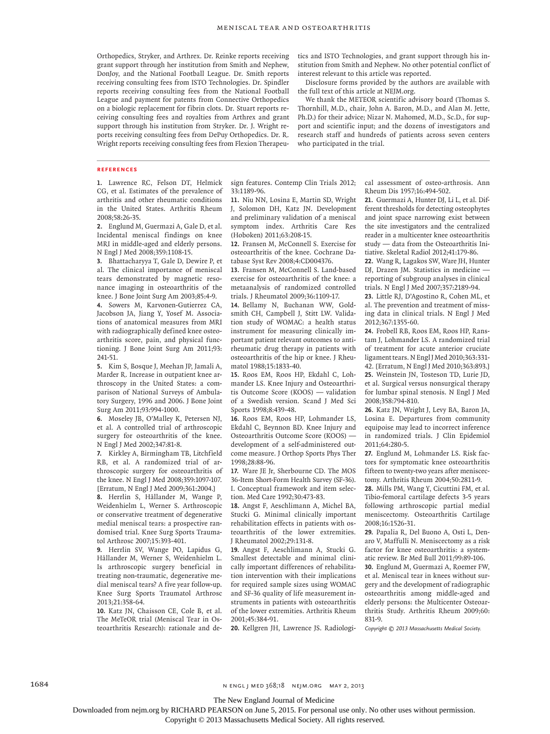Orthopedics, Stryker, and Arthrex. Dr. Reinke reports receiving grant support through her institution from Smith and Nephew, DonJoy, and the National Football League. Dr. Smith reports receiving consulting fees from ISTO Technologies. Dr. Spindler reports receiving consulting fees from the National Football League and payment for patents from Connective Orthopedics on a biologic replacement for fibrin clots. Dr. Stuart reports receiving consulting fees and royalties from Arthrex and grant support through his institution from Stryker. Dr. J. Wright reports receiving consulting fees from DePuy Orthopedics. Dr. R. Wright reports receiving consulting fees from Flexion Therapeutics and ISTO Technologies, and grant support through his institution from Smith and Nephew. No other potential conflict of interest relevant to this article was reported.

Disclosure forms provided by the authors are available with the full text of this article at NEJM.org.

We thank the METEOR scientific advisory board (Thomas S. Thornhill, M.D., chair, John A. Baron, M.D., and Alan M. Jette, Ph.D.) for their advice; Nizar N. Mahomed, M.D., Sc.D., for support and scientific input; and the dozens of investigators and research staff and hundreds of patients across seven centers who participated in the trial.

## References

1. Lawrence RC, Felson DT, Helmick CG, et al. Estimates of the prevalence of arthritis and other rheumatic conditions in the United States. Arthritis Rheum 2008;58:26-35.
2. Englund M, Guermazi A, Gale D, et al. Incidental meniscal findings on knee MRI in middle-aged and elderly persons. N Engl J Med 2008;359:1108-15.
3. Bhattacharyya T, Gale D, Dewire P, et al. The clinical importance of meniscal tears demonstrated by magnetic resonance imaging in osteoarthritis of the knee. J Bone Joint Surg Am 2003;85:4-9.
4. Sowers M, Karvonen-Gutierrez CA, Jacobson JA, Jiang Y, Yosef M. Associations of anatomical measures from MRI with radiographically defined knee osteoarthritis score, pain, and physical functioning. J Bone Joint Surg Am 2011;93:241-51.
5. Kim S, Bosque J, Meehan JP, Jamali A, Marder R. Increase in outpatient knee arthroscopy in the United States: a comparison of National Surveys of Ambulatory Surgery, 1996 and 2006. J Bone Joint Surg Am 2011;93:994-1000.
6. Moseley JB, O'Malley K, Petersen NJ, et al. A controlled trial of arthroscopic surgery for osteoarthritis of the knee. N Engl J Med 2002;347:81-8.
7. Kirkley A, Birmingham TB, Litchfield RB, et al. A randomized trial of arthroscopic surgery for osteoarthritis of the knee. N Engl J Med 2008;359:1097-107. [Erratum, N Engl J Med 2009;361:2004.]
8. Herrlin S, Hållander M, Wange P, Weidenhielm L, Werner S. Arthroscopic or conservative treatment of degenerative medial meniscal tears: a prospective randomised trial. Knee Surg Sports Traumatol Arthrosc 2007;15:393-401.
9. Herrlin SV, Wange PO, Lapidus G, Hållander M, Werner S, Weidenhielm L. Is arthroscopic surgery beneficial in treating non-traumatic, degenerative medial meniscal tears? A five year follow-up. Knee Surg Sports Traumatol Arthrosc 2013;21:358-64.
10. Katz JN, Chaisson CE, Cole B, et al. The MeTeOR trial (Meniscal Tear in Osteoarthritis Research): rationale and design features. Contemp Clin Trials 2012;33:1189-96.
11. Niu NN, Losina E, Martin SD, Wright J, Solomon DH, Katz JN. Development and preliminary validation of a meniscal symptom index. Arthritis Care Res (Hoboken) 2011;63:208-15.
12. Fransen M, McConnell S. Exercise for osteoarthritis of the knee. Cochrane Database Syst Rev 2008;4:CD004376.
13. Fransen M, McConnell S. Land-based exercise for osteoarthritis of the knee: a metaanalysis of randomized controlled trials. J Rheumatol 2009;36:1109-17.
14. Bellamy N, Buchanan WW, Goldsmith CH, Campbell J, Stitt LW. Validation study of WOMAC: a health status instrument for measuring clinically important patient relevant outcomes to antirheumatic drug therapy in patients with osteoarthritis of the hip or knee. J Rheumatol 1988;15:1833-40.
15. Roos EM, Roos HP, Ekdahl C, Lohmander LS. Knee Injury and Osteoarthritis Outcome Score (KOOS) — validation of a Swedish version. Scand J Med Sci Sports 1998;8:439-48.
16. Roos EM, Roos HP, Lohmander LS, Ekdahl C, Beynnon BD. Knee Injury and Osteoarthritis Outcome Score (KOOS) — development of a self-administered outcome measure. J Orthop Sports Phys Ther 1998;28:88-96.
17. Ware JE Jr, Sherbourne CD. The MOS 36-Item Short-Form Health Survey (SF-36). I. Conceptual framework and item selection. Med Care 1992;30:473-83.
18. Angst F, Aeschlimann A, Michel BA, Stucki G. Minimal clinically important rehabilitation effects in patients with osteoarthritis of the lower extremities. J Rheumatol 2002;29:131-8.
19. Angst F, Aeschlimann A, Stucki G. Smallest detectable and minimal clinically important differences of rehabilitation intervention with their implications for required sample sizes using WOMAC and SF-36 quality of life measurement instruments in patients with osteoarthritis of the lower extremities. Arthritis Rheum 2001;45:384-91.
20. Kellgren JH, Lawrence JS. Radiological assessment of osteo-arthrosis. Ann Rheum Dis 1957;16:494-502.
21. Guermazi A, Hunter DJ, Li L, et al. Different thresholds for detecting osteophytes and joint space narrowing exist between the site investigators and the centralized reader in a multicenter knee osteoarthritis study — data from the Osteoarthritis Initiative. Skeletal Radiol 2012;41:179-86.
22. Wang R, Lagakos SW, Ware JH, Hunter DJ, Drazen JM. Statistics in medicine — reporting of subgroup analyses in clinical trials. N Engl J Med 2007;357:2189-94.
23. Little RJ, D'Agostino R, Cohen ML, et al. The prevention and treatment of missing data in clinical trials. N Engl J Med 2012;367:1355-60.
24. Frobell RB, Roos EM, Roos HP, Ranstam J, Lohmander LS. A randomized trial of treatment for acute anterior cruciate ligament tears. N Engl J Med 2010;363:331-42. [Erratum, N Engl J Med 2010;363:893.]
25. Weinstein JN, Tosteson TD, Lurie JD, et al. Surgical versus nonsurgical therapy for lumbar spinal stenosis. N Engl J Med 2008;358:794-810.
26. Katz JN, Wright J, Levy BA, Baron JA, Losina E. Departures from community equipoise may lead to incorrect inference in randomized trials. J Clin Epidemiol 2011;64:280-5.
27. Englund M, Lohmander LS. Risk factors for symptomatic knee osteoarthritis fifteen to twenty-two years after meniscectomy. Arthritis Rheum 2004;50:2811-9.
28. Mills PM, Wang Y, Cicuttini FM, et al. Tibio-femoral cartilage defects 3-5 years following arthroscopic partial medial meniscectomy. Osteoarthritis Cartilage 2008;16:1526-31.
29. Papalia R, Del Buono A, Osti L, Denaro V, Maffulli N. Meniscectomy as a risk factor for knee osteoarthritis: a systematic review. Br Med Bull 2011;99:89-106.
30. Englund M, Guermazi A, Roemer FW, et al. Meniscal tear in knees without surgery and the development of radiographic osteoarthritis among middle-aged and elderly persons: the Multicenter Osteoarthritis Study. Arthritis Rheum 2009;60:831-9.

*Copyright © 2013 Massachusetts Medical Society.*